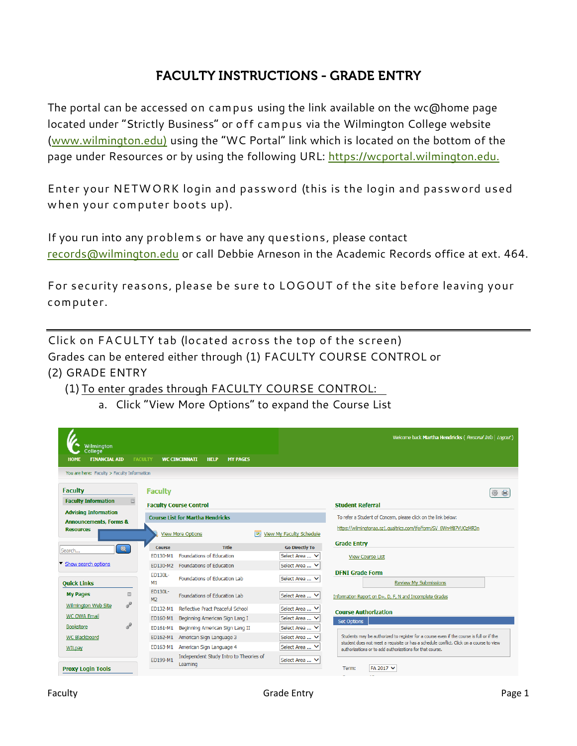# FACULTY INSTRUCTIONS - GRADE ENTRY

The portal can be accessed on campus using the link available on the wc@home page located under "Strictly Business" or off campus via the Wilmington College website (www.wilmington.edu) using the "WC Portal" link which is located on the bottom of the page under Resources or by using the following URL: https://wcportal.wilmington.edu.

Enter your NETWORK login and password (this is the login and password used when your computer boots up).

If you run into any problems or have any questions, please contact records@wilmington.edu or call Debbie Arneson in the Academic Records office at ext. 464.

For security reasons, please be sure to LOGOUT of the site before leaving your computer.

---

Click on FACULTY tab (located across the top of the screen)

Grades can be entered either through (1) FACULTY COURSE CONTROL or (2) GRADE ENTRY

(1) To enter grades through FACULTY COURSE CONTROL:

a. Click "View More Options" to expand the Course List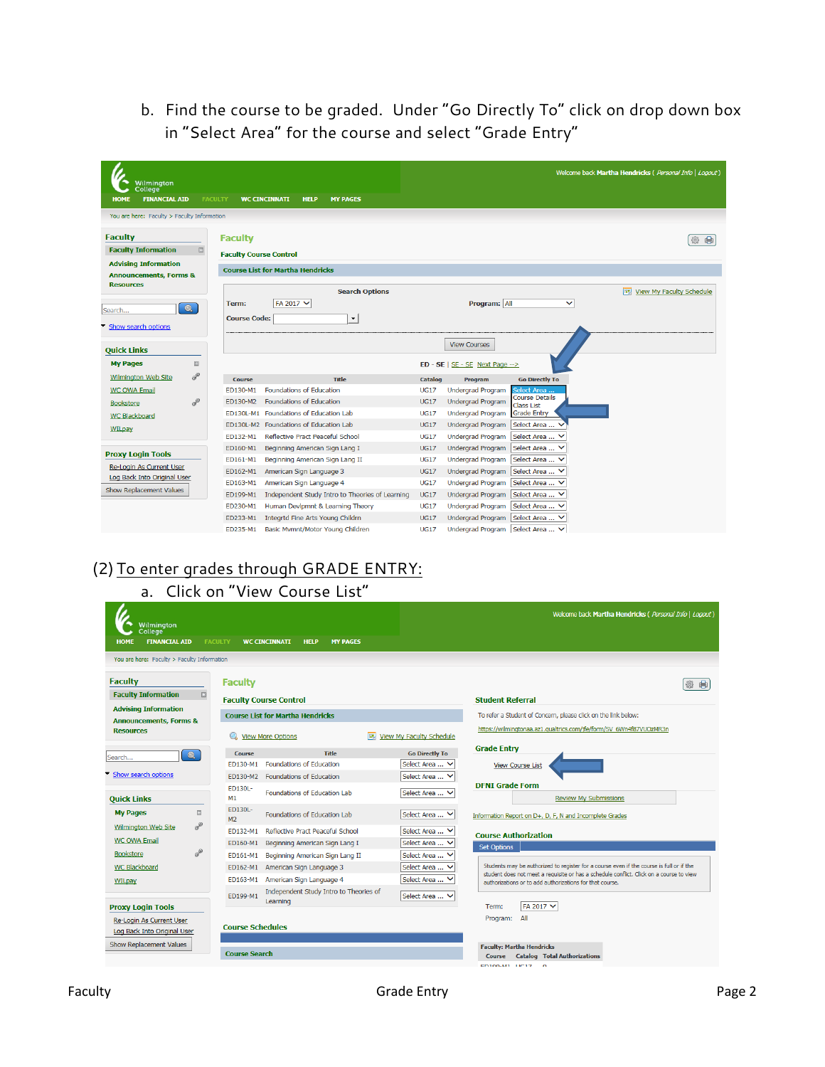b. Find the course to be graded. Under "Go Directly To" click on drop down box in "Select Area" for the course and select "Grade Entry"

(2) <u>To enter grades through GRADE ENTRY:</u>

a. Click on "View Course List"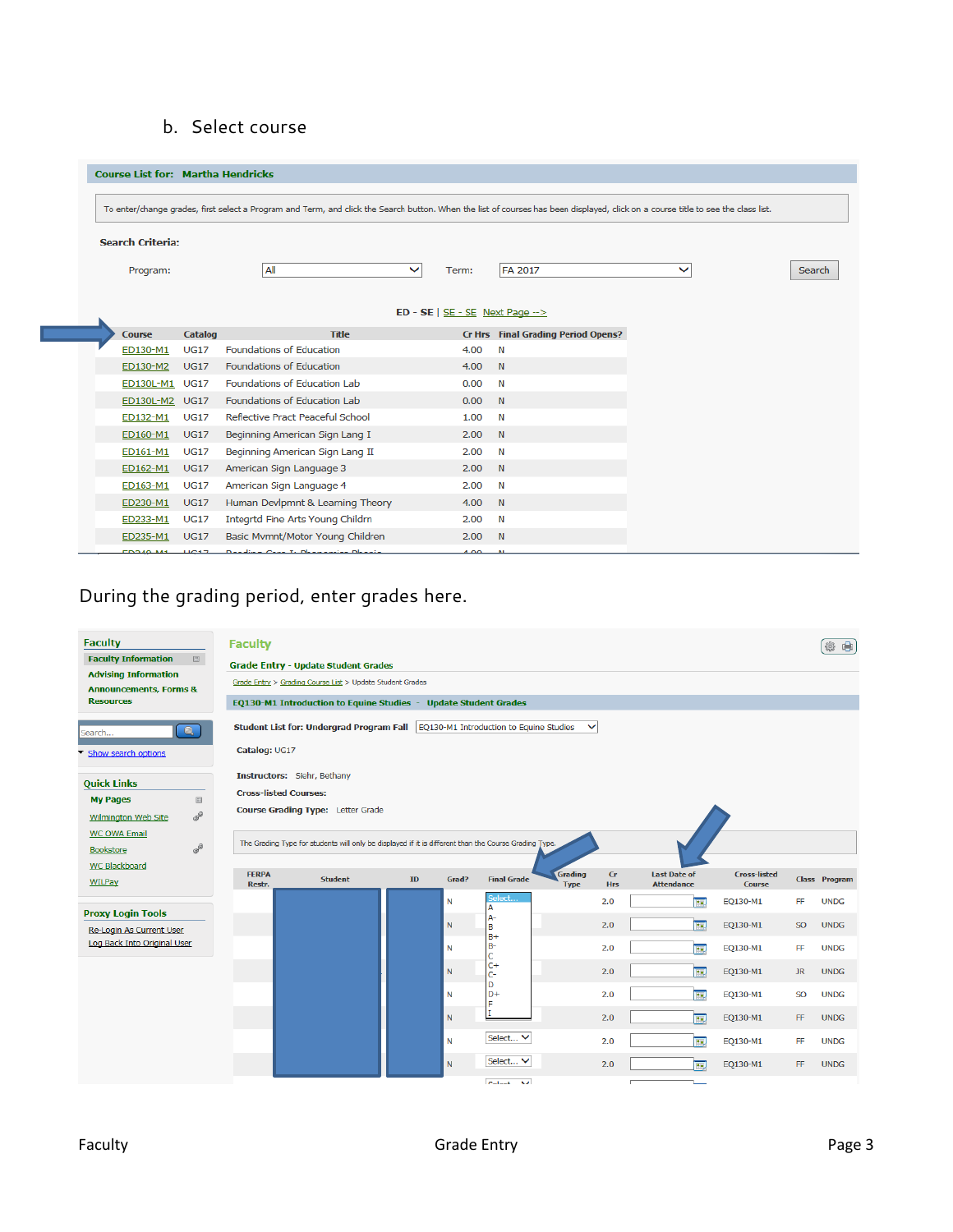b. Select course

**Course List for: Martha Hendricks**

To enter/change grades, first select a Program and Term, and click the Search button. When the list of courses has been displayed, click on a course title to see the class list.

**Search Criteria:**

Program: All    Term: FA 2017    Search

ED - SE | SE - SE  Next Page -->

| Course | Catalog | Title | Cr Hrs | Final Grading Period Opens? |
|---|---|---|---|---|
| ED130-M1 | UG17 | Foundations of Education | 4.00 | N |
| ED130-M2 | UG17 | Foundations of Education | 4.00 | N |
| ED130L-M1 | UG17 | Foundations of Education Lab | 0.00 | N |
| ED130L-M2 | UG17 | Foundations of Education Lab | 0.00 | N |
| ED132-M1 | UG17 | Reflective Pract Peaceful School | 1.00 | N |
| ED160-M1 | UG17 | Beginning American Sign Lang I | 2.00 | N |
| ED161-M1 | UG17 | Beginning American Sign Lang II | 2.00 | N |
| ED162-M1 | UG17 | American Sign Language 3 | 2.00 | N |
| ED163-M1 | UG17 | American Sign Language 4 | 2.00 | N |
| ED230-M1 | UG17 | Human Devlpmnt & Learning Theory | 4.00 | N |
| ED233-M1 | UG17 | Integrtd Fine Arts Young Childrn | 2.00 | N |
| ED235-M1 | UG17 | Basic Mvmnt/Motor Young Children | 2.00 | N |

During the grading period, enter grades here.

**Faculty**

Faculty Information
Advising Information
Announcements, Forms & Resources

Search...
Show search options

**Quick Links**

My Pages
Wilmington Web Site
WC OWA Email
Bookstore
WC Blackboard
WILPay

**Proxy Login Tools**

Re-Login As Current User
Log Back Into Original User

**Faculty**

**Grade Entry - Update Student Grades**

Grade Entry > Grading Course List > Update Student Grades

**EQ130-M1 Introduction to Equine Studies - Update Student Grades**

**Student List for: Undergrad Program Fall** EQ130-M1 Introduction to Equine Studies

**Catalog:** UG17

**Instructors:** Siehr, Bethany

**Cross-listed Courses:**

**Course Grading Type:** Letter Grade

The Grading Type for students will only be displayed if it is different than the Course Grading Type.

| FERPA Restr. | Student | ID | Grad? | Final Grade | Grading Type | Cr Hrs | Last Date of Attendance | Cross-listed Course | Class | Program |
|---|---|---|---|---|---|---|---|---|---|---|
| | | | N | Select... | | 2.0 | | EQ130-M1 | FF | UNDG |
| | | | N | | | 2.0 | | EQ130-M1 | SO | UNDG |
| | | | N | | | 2.0 | | EQ130-M1 | FF | UNDG |
| | | | N | | | 2.0 | | EQ130-M1 | JR | UNDG |
| | | | N | | | 2.0 | | EQ130-M1 | SO | UNDG |
| | | | N | | | 2.0 | | EQ130-M1 | FF | UNDG |
| | | | N | Select... | | 2.0 | | EQ130-M1 | FF | UNDG |
| | | | N | Select... | | 2.0 | | EQ130-M1 | FF | UNDG |

Grade options: Select..., A, A-, B, B+, B-, C, C+, C-, D, D+, F, I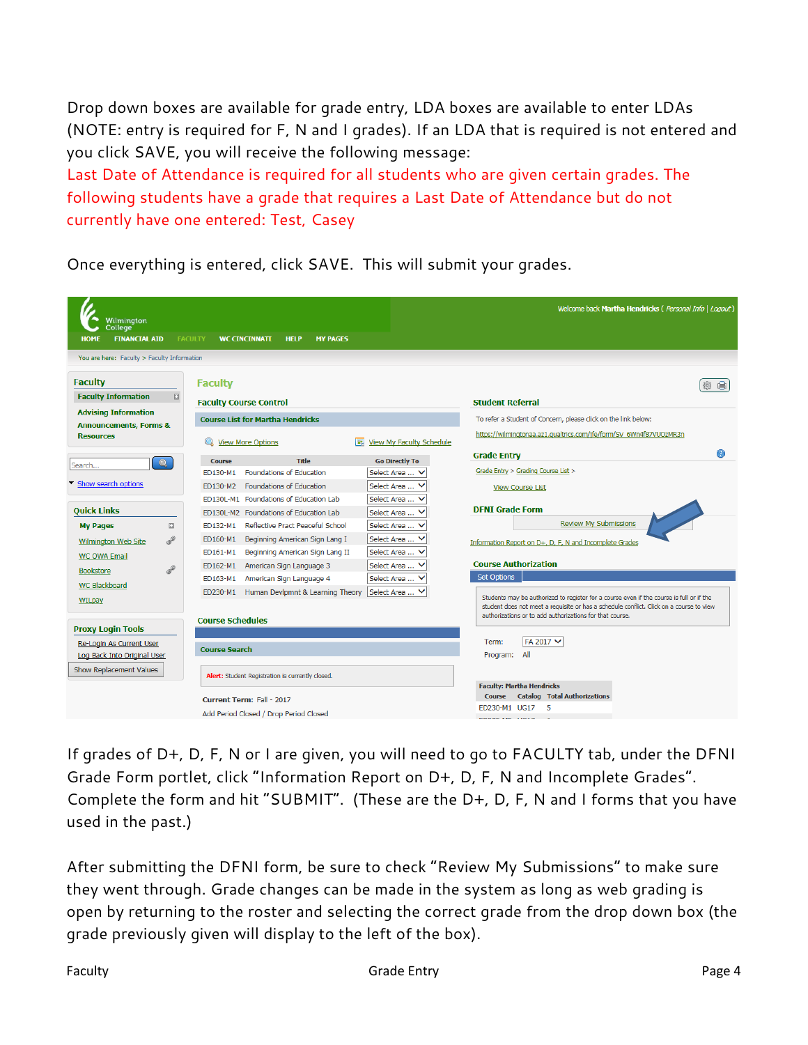Drop down boxes are available for grade entry, LDA boxes are available to enter LDAs (NOTE: entry is required for F, N and I grades). If an LDA that is required is not entered and you click SAVE, you will receive the following message:

Last Date of Attendance is required for all students who are given certain grades. The following students have a grade that requires a Last Date of Attendance but do not currently have one entered: Test, Casey

Once everything is entered, click SAVE. This will submit your grades.

If grades of D+, D, F, N or I are given, you will need to go to FACULTY tab, under the DFNI Grade Form portlet, click "Information Report on D+, D, F, N and Incomplete Grades". Complete the form and hit "SUBMIT". (These are the D+, D, F, N and I forms that you have used in the past.)

After submitting the DFNI form, be sure to check "Review My Submissions" to make sure they went through. Grade changes can be made in the system as long as web grading is open by returning to the roster and selecting the correct grade from the drop down box (the grade previously given will display to the left of the box).